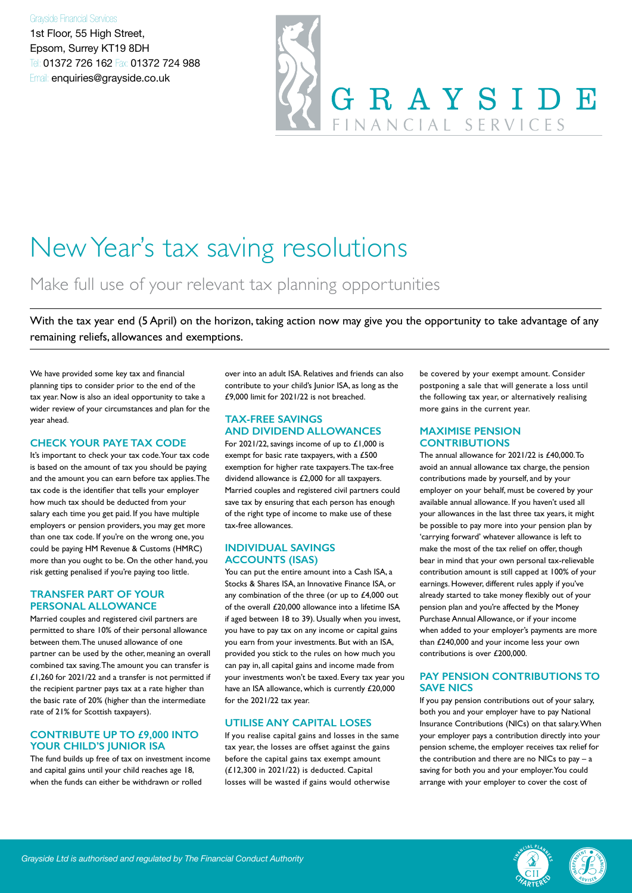Grayside Financial Services
1st Floor, 55 High Street,
Epsom, Surrey KT19 8DH
Tel: 01372 726 162 Fax: 01372 724 988
Email: enquiries@grayside.co.uk

GRAYSIDE FINANCIAL SERVICES

# New Year's tax saving resolutions

## Make full use of your relevant tax planning opportunities

With the tax year end (5 April) on the horizon, taking action now may give you the opportunity to take advantage of any remaining reliefs, allowances and exemptions.

We have provided some key tax and financial planning tips to consider prior to the end of the tax year. Now is also an ideal opportunity to take a wider review of your circumstances and plan for the year ahead.

### CHECK YOUR PAYE TAX CODE

It's important to check your tax code. Your tax code is based on the amount of tax you should be paying and the amount you can earn before tax applies. The tax code is the identifier that tells your employer how much tax should be deducted from your salary each time you get paid. If you have multiple employers or pension providers, you may get more than one tax code. If you're on the wrong one, you could be paying HM Revenue & Customs (HMRC) more than you ought to be. On the other hand, you risk getting penalised if you're paying too little.

### TRANSFER PART OF YOUR PERSONAL ALLOWANCE

Married couples and registered civil partners are permitted to share 10% of their personal allowance between them. The unused allowance of one partner can be used by the other, meaning an overall combined tax saving. The amount you can transfer is £1,260 for 2021/22 and a transfer is not permitted if the recipient partner pays tax at a rate higher than the basic rate of 20% (higher than the intermediate rate of 21% for Scottish taxpayers).

### CONTRIBUTE UP TO £9,000 INTO YOUR CHILD'S JUNIOR ISA

The fund builds up free of tax on investment income and capital gains until your child reaches age 18, when the funds can either be withdrawn or rolled over into an adult ISA. Relatives and friends can also contribute to your child's Junior ISA, as long as the £9,000 limit for 2021/22 is not breached.

### TAX-FREE SAVINGS AND DIVIDEND ALLOWANCES

For 2021/22, savings income of up to £1,000 is exempt for basic rate taxpayers, with a £500 exemption for higher rate taxpayers. The tax-free dividend allowance is £2,000 for all taxpayers. Married couples and registered civil partners could save tax by ensuring that each person has enough of the right type of income to make use of these tax-free allowances.

### INDIVIDUAL SAVINGS ACCOUNTS (ISAS)

You can put the entire amount into a Cash ISA, a Stocks & Shares ISA, an Innovative Finance ISA, or any combination of the three (or up to £4,000 out of the overall £20,000 allowance into a lifetime ISA if aged between 18 to 39). Usually when you invest, you have to pay tax on any income or capital gains you earn from your investments. But with an ISA, provided you stick to the rules on how much you can pay in, all capital gains and income made from your investments won't be taxed. Every tax year you have an ISA allowance, which is currently £20,000 for the 2021/22 tax year.

### UTILISE ANY CAPITAL LOSES

If you realise capital gains and losses in the same tax year, the losses are offset against the gains before the capital gains tax exempt amount (£12,300 in 2021/22) is deducted. Capital losses will be wasted if gains would otherwise be covered by your exempt amount. Consider postponing a sale that will generate a loss until the following tax year, or alternatively realising more gains in the current year.

### MAXIMISE PENSION CONTRIBUTIONS

The annual allowance for 2021/22 is £40,000. To avoid an annual allowance tax charge, the pension contributions made by yourself, and by your employer on your behalf, must be covered by your available annual allowance. If you haven't used all your allowances in the last three tax years, it might be possible to pay more into your pension plan by 'carrying forward' whatever allowance is left to make the most of the tax relief on offer, though bear in mind that your own personal tax-relievable contribution amount is still capped at 100% of your earnings. However, different rules apply if you've already started to take money flexibly out of your pension plan and you're affected by the Money Purchase Annual Allowance, or if your income when added to your employer's payments are more than £240,000 and your income less your own contributions is over £200,000.

### PAY PENSION CONTRIBUTIONS TO SAVE NICS

If you pay pension contributions out of your salary, both you and your employer have to pay National Insurance Contributions (NICs) on that salary. When your employer pays a contribution directly into your pension scheme, the employer receives tax relief for the contribution and there are no NICs to pay – a saving for both you and your employer. You could arrange with your employer to cover the cost of

*Grayside Ltd is authorised and regulated by The Financial Conduct Authority*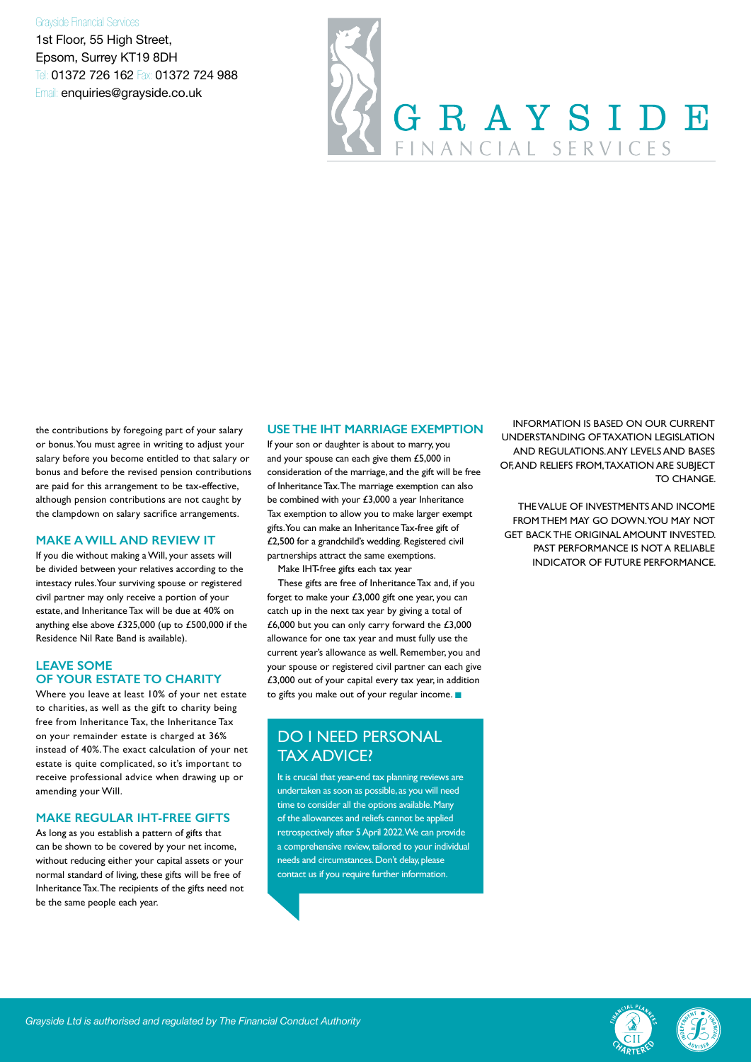Grayside Financial Services
1st Floor, 55 High Street,
Epsom, Surrey KT19 8DH
Tel: 01372 726 162 Fax: 01372 724 988
Email: enquiries@grayside.co.uk

GRAYSIDE
FINANCIAL SERVICES

the contributions by foregoing part of your salary or bonus. You must agree in writing to adjust your salary before you become entitled to that salary or bonus and before the revised pension contributions are paid for this arrangement to be tax-effective, although pension contributions are not caught by the clampdown on salary sacrifice arrangements.

## MAKE A WILL AND REVIEW IT

If you die without making a Will, your assets will be divided between your relatives according to the intestacy rules. Your surviving spouse or registered civil partner may only receive a portion of your estate, and Inheritance Tax will be due at 40% on anything else above £325,000 (up to £500,000 if the Residence Nil Rate Band is available).

## LEAVE SOME OF YOUR ESTATE TO CHARITY

Where you leave at least 10% of your net estate to charities, as well as the gift to charity being free from Inheritance Tax, the Inheritance Tax on your remainder estate is charged at 36% instead of 40%. The exact calculation of your net estate is quite complicated, so it's important to receive professional advice when drawing up or amending your Will.

## MAKE REGULAR IHT-FREE GIFTS

As long as you establish a pattern of gifts that can be shown to be covered by your net income, without reducing either your capital assets or your normal standard of living, these gifts will be free of Inheritance Tax. The recipients of the gifts need not be the same people each year.

## USE THE IHT MARRIAGE EXEMPTION

If your son or daughter is about to marry, you and your spouse can each give them £5,000 in consideration of the marriage, and the gift will be free of Inheritance Tax. The marriage exemption can also be combined with your £3,000 a year Inheritance Tax exemption to allow you to make larger exempt gifts. You can make an Inheritance Tax-free gift of £2,500 for a grandchild's wedding. Registered civil partnerships attract the same exemptions.

Make IHT-free gifts each tax year

These gifts are free of Inheritance Tax and, if you forget to make your £3,000 gift one year, you can catch up in the next tax year by giving a total of £6,000 but you can only carry forward the £3,000 allowance for one tax year and must fully use the current year's allowance as well. Remember, you and your spouse or registered civil partner can each give £3,000 out of your capital every tax year, in addition to gifts you make out of your regular income. ■

## DO I NEED PERSONAL TAX ADVICE?

It is crucial that year-end tax planning reviews are undertaken as soon as possible, as you will need time to consider all the options available. Many of the allowances and reliefs cannot be applied retrospectively after 5 April 2022. We can provide a comprehensive review, tailored to your individual needs and circumstances. Don't delay, please contact us if you require further information.

INFORMATION IS BASED ON OUR CURRENT UNDERSTANDING OF TAXATION LEGISLATION AND REGULATIONS. ANY LEVELS AND BASES OF, AND RELIEFS FROM, TAXATION ARE SUBJECT TO CHANGE.

THE VALUE OF INVESTMENTS AND INCOME FROM THEM MAY GO DOWN. YOU MAY NOT GET BACK THE ORIGINAL AMOUNT INVESTED. PAST PERFORMANCE IS NOT A RELIABLE INDICATOR OF FUTURE PERFORMANCE.

*Grayside Ltd is authorised and regulated by The Financial Conduct Authority*